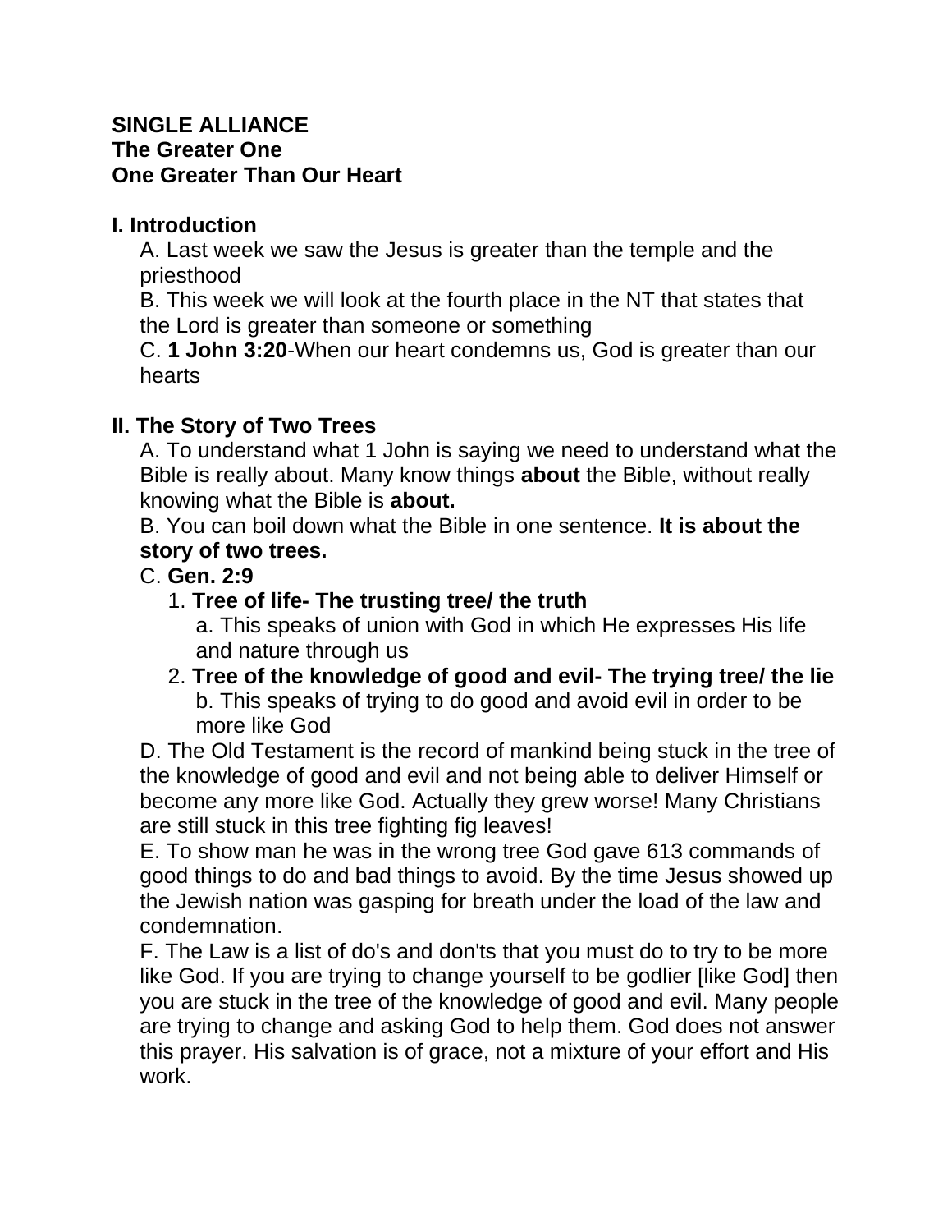**SINGLE ALLIANCE**
**The Greater One**
**One Greater Than Our Heart**

## I. Introduction

A. Last week we saw the Jesus is greater than the temple and the priesthood

B. This week we will look at the fourth place in the NT that states that the Lord is greater than someone or something

C. **1 John 3:20**-When our heart condemns us, God is greater than our hearts

## II. The Story of Two Trees

A. To understand what 1 John is saying we need to understand what the Bible is really about. Many know things **about** the Bible, without really knowing what the Bible is **about.**

B. You can boil down what the Bible in one sentence. **It is about the story of two trees.**

C. **Gen. 2:9**

1. **Tree of life- The trusting tree/ the truth**
   a. This speaks of union with God in which He expresses His life and nature through us
2. **Tree of the knowledge of good and evil- The trying tree/ the lie**
   b. This speaks of trying to do good and avoid evil in order to be more like God

D. The Old Testament is the record of mankind being stuck in the tree of the knowledge of good and evil and not being able to deliver Himself or become any more like God. Actually they grew worse! Many Christians are still stuck in this tree fighting fig leaves!

E. To show man he was in the wrong tree God gave 613 commands of good things to do and bad things to avoid. By the time Jesus showed up the Jewish nation was gasping for breath under the load of the law and condemnation.

F. The Law is a list of do's and don'ts that you must do to try to be more like God. If you are trying to change yourself to be godlier [like God] then you are stuck in the tree of the knowledge of good and evil. Many people are trying to change and asking God to help them. God does not answer this prayer. His salvation is of grace, not a mixture of your effort and His work.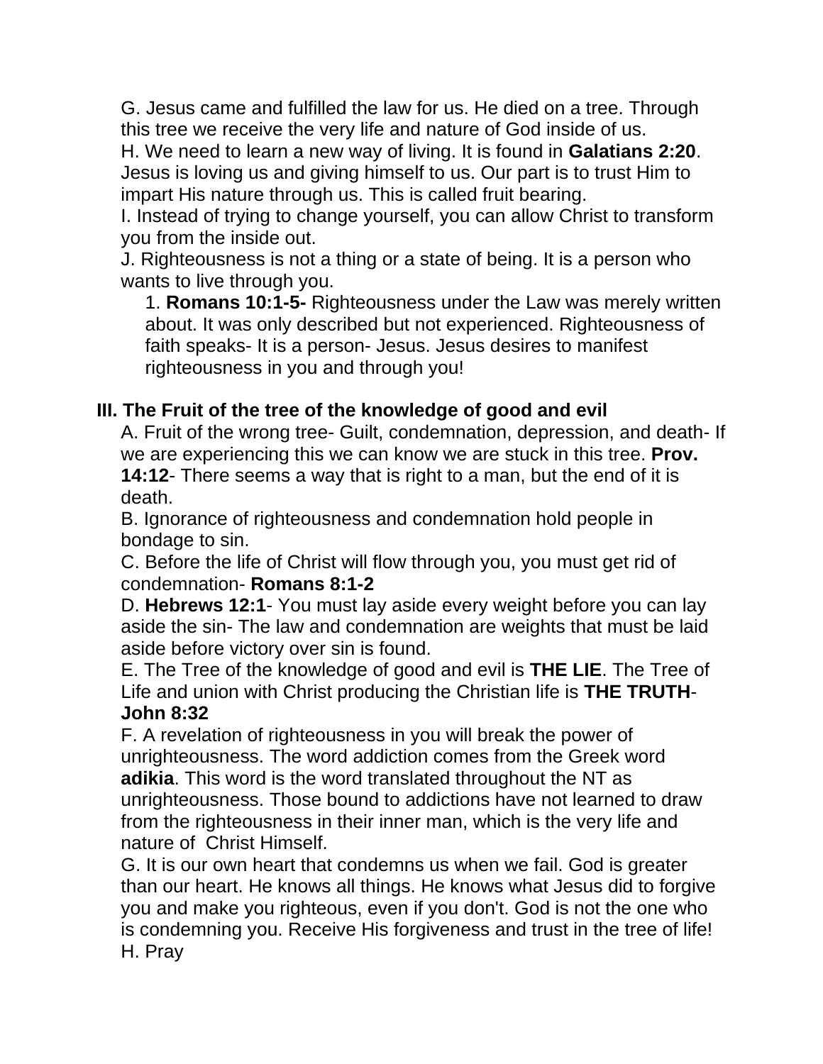G. Jesus came and fulfilled the law for us. He died on a tree. Through this tree we receive the very life and nature of God inside of us.

H. We need to learn a new way of living. It is found in **Galatians 2:20**. Jesus is loving us and giving himself to us. Our part is to trust Him to impart His nature through us. This is called fruit bearing.

I. Instead of trying to change yourself, you can allow Christ to transform you from the inside out.

J. Righteousness is not a thing or a state of being. It is a person who wants to live through you.

1. **Romans 10:1-5-** Righteousness under the Law was merely written about. It was only described but not experienced. Righteousness of faith speaks- It is a person- Jesus. Jesus desires to manifest righteousness in you and through you!

**III. The Fruit of the tree of the knowledge of good and evil**

A. Fruit of the wrong tree- Guilt, condemnation, depression, and death- If we are experiencing this we can know we are stuck in this tree. **Prov. 14:12**- There seems a way that is right to a man, but the end of it is death.

B. Ignorance of righteousness and condemnation hold people in bondage to sin.

C. Before the life of Christ will flow through you, you must get rid of condemnation- **Romans 8:1-2**

D. **Hebrews 12:1**- You must lay aside every weight before you can lay aside the sin- The law and condemnation are weights that must be laid aside before victory over sin is found.

E. The Tree of the knowledge of good and evil is **THE LIE**. The Tree of Life and union with Christ producing the Christian life is **THE TRUTH**- **John 8:32**

F. A revelation of righteousness in you will break the power of unrighteousness. The word addiction comes from the Greek word **adikia**. This word is the word translated throughout the NT as unrighteousness. Those bound to addictions have not learned to draw from the righteousness in their inner man, which is the very life and nature of Christ Himself.

G. It is our own heart that condemns us when we fail. God is greater than our heart. He knows all things. He knows what Jesus did to forgive you and make you righteous, even if you don't. God is not the one who is condemning you. Receive His forgiveness and trust in the tree of life!

H. Pray